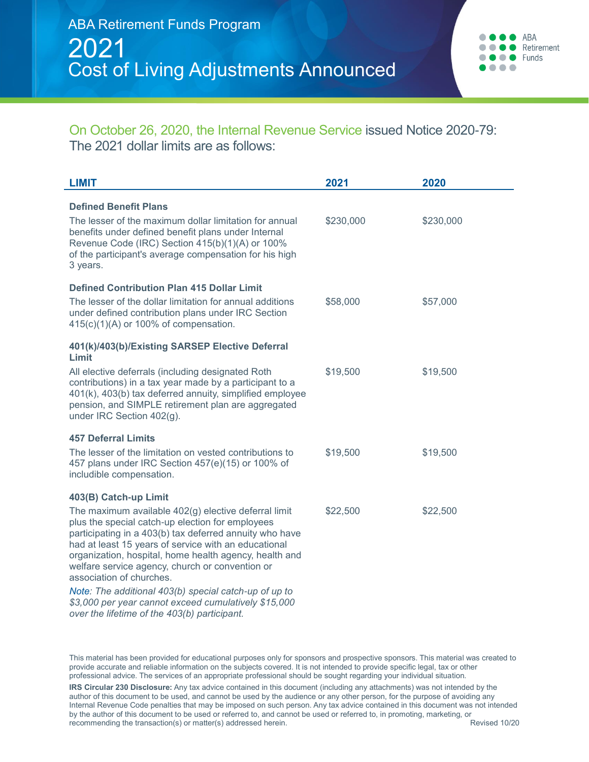# ABA Retirement Funds Program

# 2021 Cost of Living Adjustments Announced

ABA Retirement Funds

On October 26, 2020, the Internal Revenue Service issued Notice 2020-79: The 2021 dollar limits are as follows:

| LIMIT | 2021 | 2020 |
|---|---|---|
| **Defined Benefit Plans**<br>The lesser of the maximum dollar limitation for annual benefits under defined benefit plans under Internal Revenue Code (IRC) Section 415(b)(1)(A) or 100% of the participant's average compensation for his high 3 years. | $230,000 | $230,000 |
| **Defined Contribution Plan 415 Dollar Limit**<br>The lesser of the dollar limitation for annual additions under defined contribution plans under IRC Section 415(c)(1)(A) or 100% of compensation. | $58,000 | $57,000 |
| **401(k)/403(b)/Existing SARSEP Elective Deferral Limit**<br>All elective deferrals (including designated Roth contributions) in a tax year made by a participant to a 401(k), 403(b) tax deferred annuity, simplified employee pension, and SIMPLE retirement plan are aggregated under IRC Section 402(g). | $19,500 | $19,500 |
| **457 Deferral Limits**<br>The lesser of the limitation on vested contributions to 457 plans under IRC Section 457(e)(15) or 100% of includible compensation. | $19,500 | $19,500 |
| **403(B) Catch-up Limit**<br>The maximum available 402(g) elective deferral limit plus the special catch-up election for employees participating in a 403(b) tax deferred annuity who have had at least 15 years of service with an educational organization, hospital, home health agency, health and welfare service agency, church or convention or association of churches.<br>*Note: The additional 403(b) special catch-up of up to $3,000 per year cannot exceed cumulatively $15,000 over the lifetime of the 403(b) participant.* | $22,500 | $22,500 |

This material has been provided for educational purposes only for sponsors and prospective sponsors. This material was created to provide accurate and reliable information on the subjects covered. It is not intended to provide specific legal, tax or other professional advice. The services of an appropriate professional should be sought regarding your individual situation.

**IRS Circular 230 Disclosure:** Any tax advice contained in this document (including any attachments) was not intended by the author of this document to be used, and cannot be used by the audience or any other person, for the purpose of avoiding any Internal Revenue Code penalties that may be imposed on such person. Any tax advice contained in this document was not intended by the author of this document to be used or referred to, and cannot be used or referred to, in promoting, marketing, or recommending the transaction(s) or matter(s) addressed herein.

Revised 10/20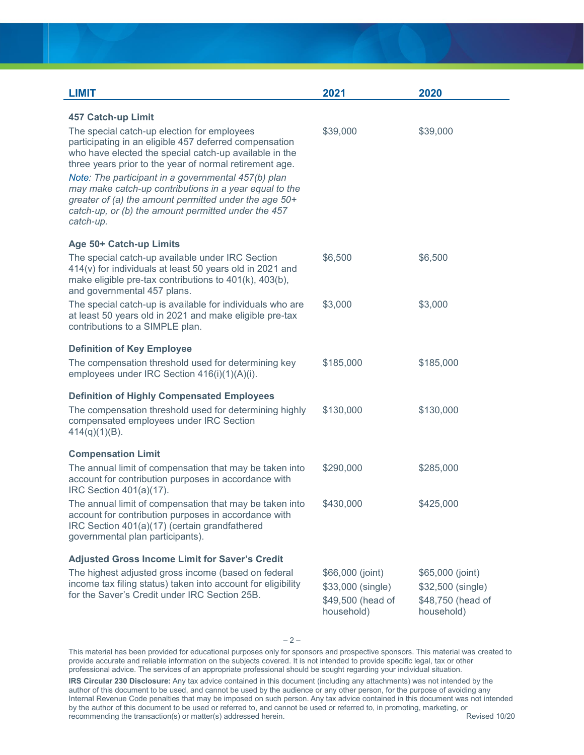| LIMIT | 2021 | 2020 |
|---|---|---|
| **457 Catch-up Limit** | | |
| The special catch-up election for employees participating in an eligible 457 deferred compensation who have elected the special catch-up available in the three years prior to the year of normal retirement age. *Note: The participant in a governmental 457(b) plan may make catch-up contributions in a year equal to the greater of (a) the amount permitted under the age 50+ catch-up, or (b) the amount permitted under the 457 catch-up.* | $39,000 | $39,000 |
| **Age 50+ Catch-up Limits** | | |
| The special catch-up available under IRC Section 414(v) for individuals at least 50 years old in 2021 and make eligible pre-tax contributions to 401(k), 403(b), and governmental 457 plans. | $6,500 | $6,500 |
| The special catch-up is available for individuals who are at least 50 years old in 2021 and make eligible pre-tax contributions to a SIMPLE plan. | $3,000 | $3,000 |
| **Definition of Key Employee** | | |
| The compensation threshold used for determining key employees under IRC Section 416(i)(1)(A)(i). | $185,000 | $185,000 |
| **Definition of Highly Compensated Employees** | | |
| The compensation threshold used for determining highly compensated employees under IRC Section 414(q)(1)(B). | $130,000 | $130,000 |
| **Compensation Limit** | | |
| The annual limit of compensation that may be taken into account for contribution purposes in accordance with IRC Section 401(a)(17). | $290,000 | $285,000 |
| The annual limit of compensation that may be taken into account for contribution purposes in accordance with IRC Section 401(a)(17) (certain grandfathered governmental plan participants). | $430,000 | $425,000 |
| **Adjusted Gross Income Limit for Saver's Credit** | | |
| The highest adjusted gross income (based on federal income tax filing status) taken into account for eligibility for the Saver's Credit under IRC Section 25B. | $66,000 (joint) $33,000 (single) $49,500 (head of household) | $65,000 (joint) $32,500 (single) $48,750 (head of household) |

This material has been provided for educational purposes only for sponsors and prospective sponsors. This material was created to provide accurate and reliable information on the subjects covered. It is not intended to provide specific legal, tax or other professional advice. The services of an appropriate professional should be sought regarding your individual situation.

**IRS Circular 230 Disclosure:** Any tax advice contained in this document (including any attachments) was not intended by the author of this document to be used, and cannot be used by the audience or any other person, for the purpose of avoiding any Internal Revenue Code penalties that may be imposed on such person. Any tax advice contained in this document was not intended by the author of this document to be used or referred to, and cannot be used or referred to, in promoting, marketing, or recommending the transaction(s) or matter(s) addressed herein.

Revised 10/20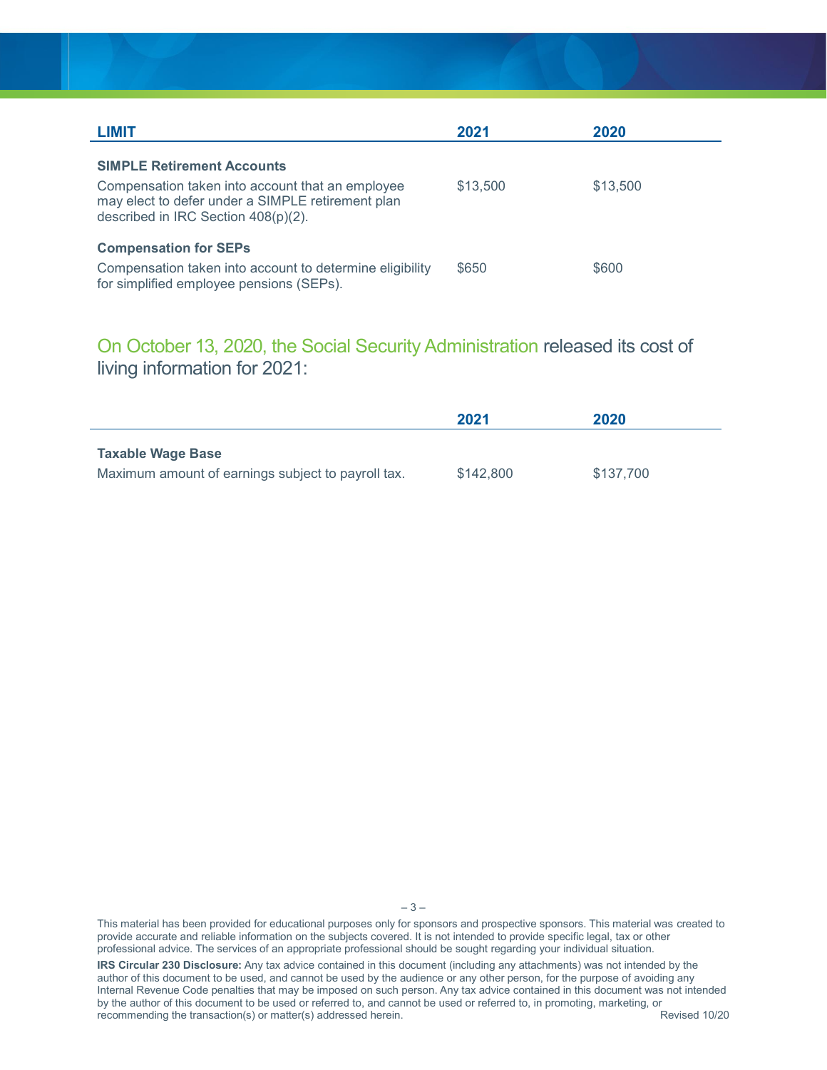| LIMIT | 2021 | 2020 |
|---|---|---|
| **SIMPLE Retirement Accounts** | | |
| Compensation taken into account that an employee may elect to defer under a SIMPLE retirement plan described in IRC Section 408(p)(2). | $13,500 | $13,500 |
| **Compensation for SEPs** | | |
| Compensation taken into account to determine eligibility for simplified employee pensions (SEPs). | $650 | $600 |

## On October 13, 2020, the Social Security Administration released its cost of living information for 2021:

| | 2021 | 2020 |
|---|---|---|
| **Taxable Wage Base** | | |
| Maximum amount of earnings subject to payroll tax. | $142,800 | $137,700 |

This material has been provided for educational purposes only for sponsors and prospective sponsors. This material was created to provide accurate and reliable information on the subjects covered. It is not intended to provide specific legal, tax or other professional advice. The services of an appropriate professional should be sought regarding your individual situation.

**IRS Circular 230 Disclosure:** Any tax advice contained in this document (including any attachments) was not intended by the author of this document to be used, and cannot be used by the audience or any other person, for the purpose of avoiding any Internal Revenue Code penalties that may be imposed on such person. Any tax advice contained in this document was not intended by the author of this document to be used or referred to, and cannot be used or referred to, in promoting, marketing, or recommending the transaction(s) or matter(s) addressed herein.

Revised 10/20